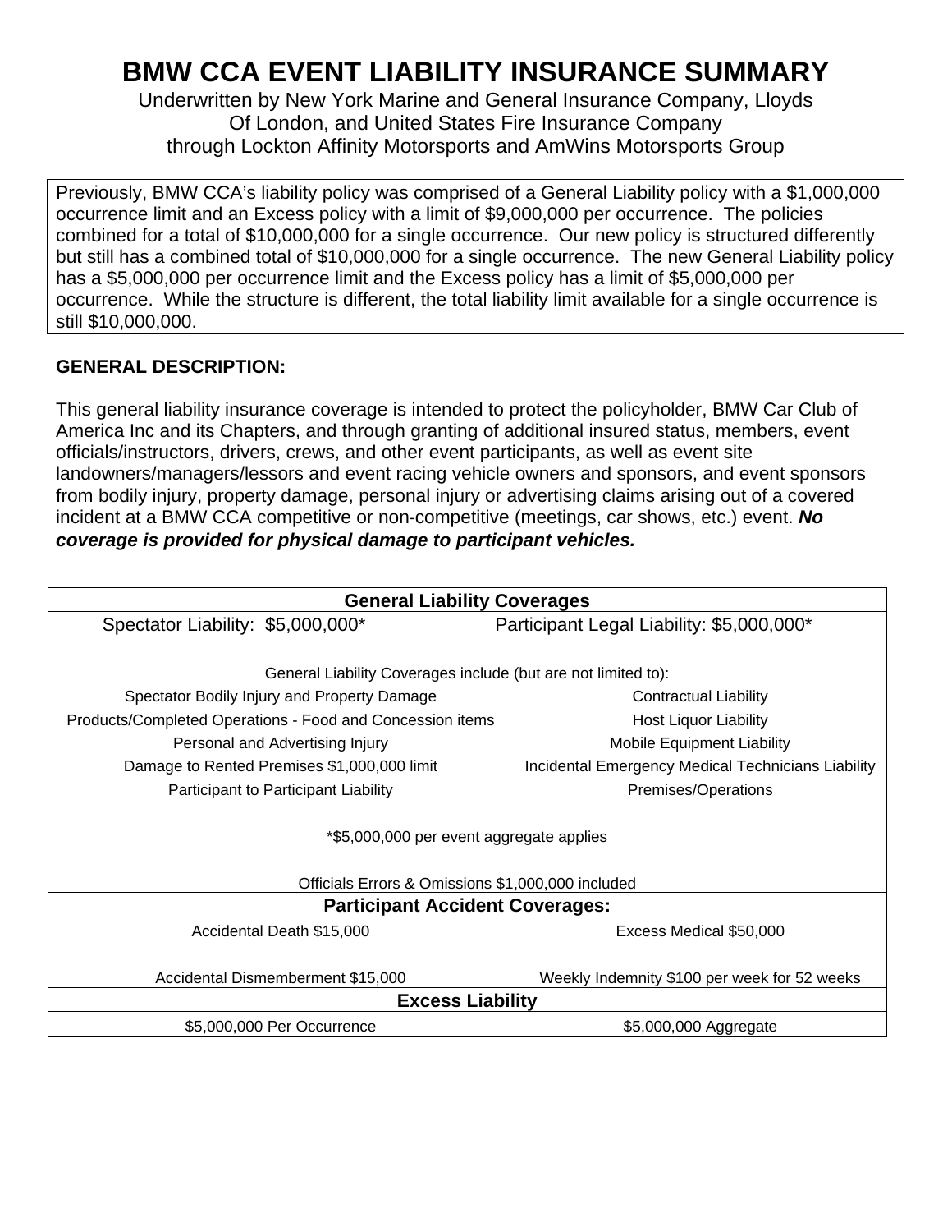# BMW CCA EVENT LIABILITY INSURANCE SUMMARY

Underwritten by New York Marine and General Insurance Company, Lloyds Of London, and United States Fire Insurance Company through Lockton Affinity Motorsports and AmWins Motorsports Group

Previously, BMW CCA's liability policy was comprised of a General Liability policy with a $1,000,000 occurrence limit and an Excess policy with a limit of $9,000,000 per occurrence. The policies combined for a total of $10,000,000 for a single occurrence. Our new policy is structured differently but still has a combined total of $10,000,000 for a single occurrence. The new General Liability policy has a $5,000,000 per occurrence limit and the Excess policy has a limit of $5,000,000 per occurrence. While the structure is different, the total liability limit available for a single occurrence is still $10,000,000.

### GENERAL DESCRIPTION:

This general liability insurance coverage is intended to protect the policyholder, BMW Car Club of America Inc and its Chapters, and through granting of additional insured status, members, event officials/instructors, drivers, crews, and other event participants, as well as event site landowners/managers/lessors and event racing vehicle owners and sponsors, and event sponsors from bodily injury, property damage, personal injury or advertising claims arising out of a covered incident at a BMW CCA competitive or non-competitive (meetings, car shows, etc.) event. ***No coverage is provided for physical damage to participant vehicles.***

| **General Liability Coverages** | |
|---|---|
| Spectator Liability: $5,000,000* | Participant Legal Liability: $5,000,000* |
| General Liability Coverages include (but are not limited to): | |
| Spectator Bodily Injury and Property Damage | Contractual Liability |
| Products/Completed Operations - Food and Concession items | Host Liquor Liability |
| Personal and Advertising Injury | Mobile Equipment Liability |
| Damage to Rented Premises $1,000,000 limit | Incidental Emergency Medical Technicians Liability |
| Participant to Participant Liability | Premises/Operations |
| *$5,000,000 per event aggregate applies | |
| Officials Errors & Omissions $1,000,000 included | |
| **Participant Accident Coverages:** | |
| Accidental Death $15,000 | Excess Medical $50,000 |
| Accidental Dismemberment $15,000 | Weekly Indemnity $100 per week for 52 weeks |
| **Excess Liability** | |
| $5,000,000 Per Occurrence | $5,000,000 Aggregate |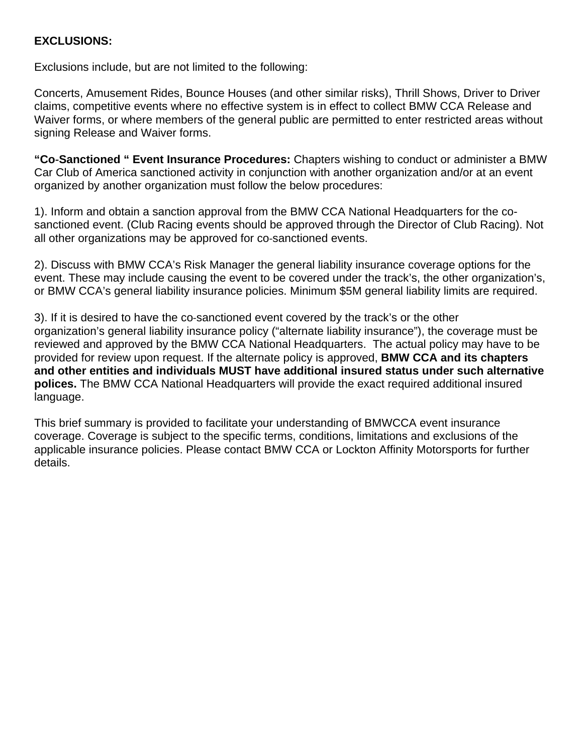**EXCLUSIONS:**

Exclusions include, but are not limited to the following:

Concerts, Amusement Rides, Bounce Houses (and other similar risks), Thrill Shows, Driver to Driver claims, competitive events where no effective system is in effect to collect BMW CCA Release and Waiver forms, or where members of the general public are permitted to enter restricted areas without signing Release and Waiver forms.

**"Co-Sanctioned " Event Insurance Procedures:** Chapters wishing to conduct or administer a BMW Car Club of America sanctioned activity in conjunction with another organization and/or at an event organized by another organization must follow the below procedures:

1). Inform and obtain a sanction approval from the BMW CCA National Headquarters for the co-sanctioned event. (Club Racing events should be approved through the Director of Club Racing). Not all other organizations may be approved for co-sanctioned events.

2). Discuss with BMW CCA's Risk Manager the general liability insurance coverage options for the event. These may include causing the event to be covered under the track's, the other organization's, or BMW CCA's general liability insurance policies. Minimum $5M general liability limits are required.

3). If it is desired to have the co-sanctioned event covered by the track's or the other organization's general liability insurance policy ("alternate liability insurance"), the coverage must be reviewed and approved by the BMW CCA National Headquarters. The actual policy may have to be provided for review upon request. If the alternate policy is approved, **BMW CCA and its chapters and other entities and individuals MUST have additional insured status under such alternative polices.** The BMW CCA National Headquarters will provide the exact required additional insured language.

This brief summary is provided to facilitate your understanding of BMWCCA event insurance coverage. Coverage is subject to the specific terms, conditions, limitations and exclusions of the applicable insurance policies. Please contact BMW CCA or Lockton Affinity Motorsports for further details.